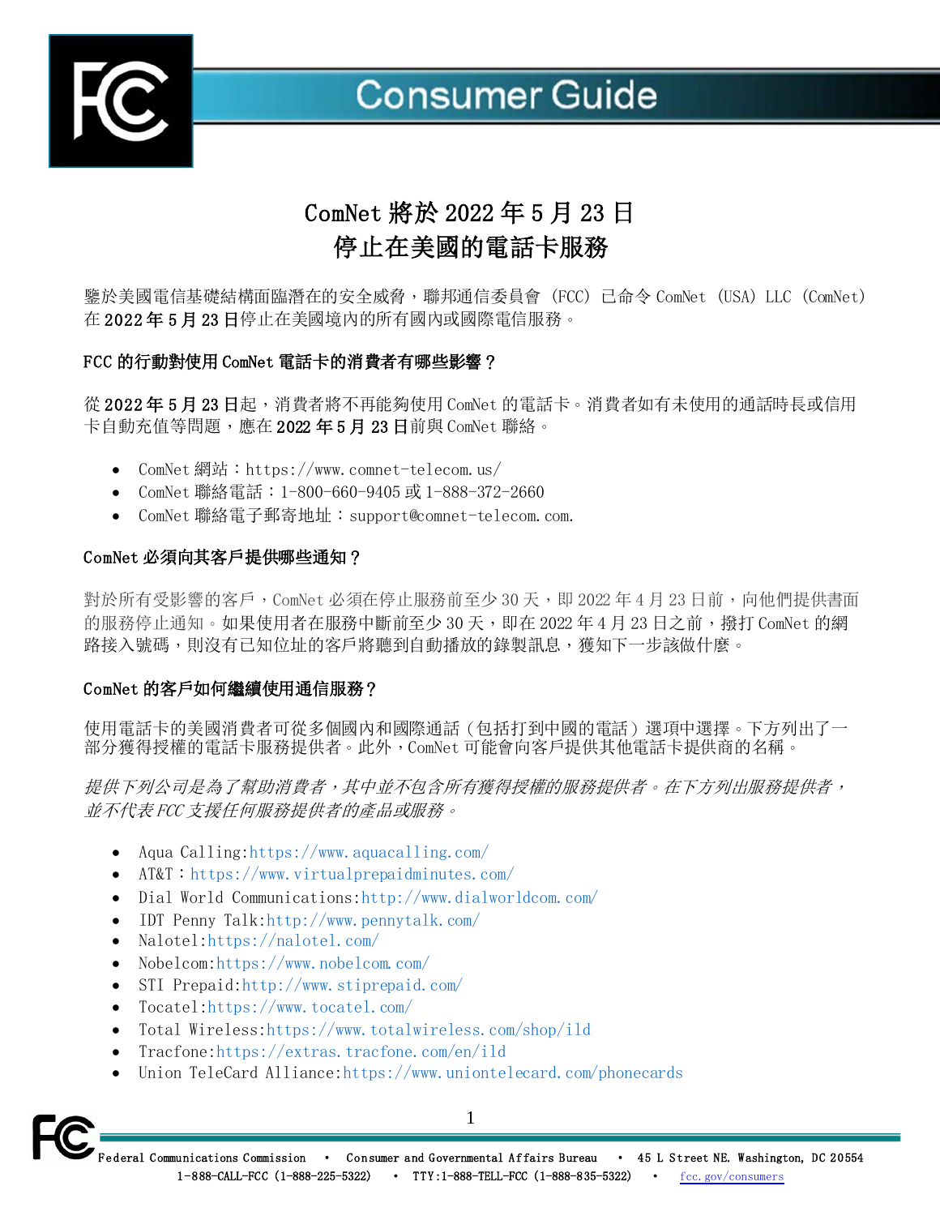# ComNet 將於 2022 年 5 月 23 日 停止在美國的電話卡服務

鑒於美國電信基礎結構面臨潛在的安全威脅，聯邦通信委員會 (FCC) 已命令 ComNet (USA) LLC (ComNet) 在 2022 年 5 月 23 日停止在美國境內的所有國內或國際電信服務。

### FCC 的行動對使用 ComNet 電話卡的消費者有哪些影響？

從 2022 年 5 月 23 日起，消費者將不再能夠使用 ComNet 的電話卡。消費者如有未使用的通話時長或信用卡自動充值等問題，應在 2022 年 5 月 23 日前與 ComNet 聯絡。

- ComNet 網站：https://www.comnet-telecom.us/
- ComNet 聯絡電話：1-800-660-9405 或 1-888-372-2660
- ComNet 聯絡電子郵寄地址：support@comnet-telecom.com.

### ComNet 必須向其客戶提供哪些通知？

對於所有受影響的客戶，ComNet 必須在停止服務前至少 30 天，即 2022 年 4 月 23 日前，向他們提供書面的服務停止通知。如果使用者在服務中斷前至少 30 天，即在 2022 年 4 月 23 日之前，撥打 ComNet 的網路接入號碼，則沒有已知位址的客戶將聽到自動播放的錄製訊息，獲知下一步該做什麼。

### ComNet 的客戶如何繼續使用通信服務？

使用電話卡的美國消費者可從多個國內和國際通話（包括打到中國的電話）選項中選擇。下方列出了一部分獲得授權的電話卡服務提供者。此外，ComNet 可能會向客戶提供其他電話卡提供商的名稱。

*提供下列公司是為了幫助消費者，其中並不包含所有獲得授權的服務提供者。在下方列出服務提供者，並不代表 FCC 支援任何服務提供者的產品或服務。*

- Aqua Calling:https://www.aquacalling.com/
- AT&T：https://www.virtualprepaidminutes.com/
- Dial World Communications:http://www.dialworldcom.com/
- IDT Penny Talk:http://www.pennytalk.com/
- Nalotel:https://nalotel.com/
- Nobelcom:https://www.nobelcom.com/
- STI Prepaid:http://www.stiprepaid.com/
- Tocatel:https://www.tocatel.com/
- Total Wireless:https://www.totalwireless.com/shop/ild
- Tracfone:https://extras.tracfone.com/en/ild
- Union TeleCard Alliance:https://www.uniontelecard.com/phonecards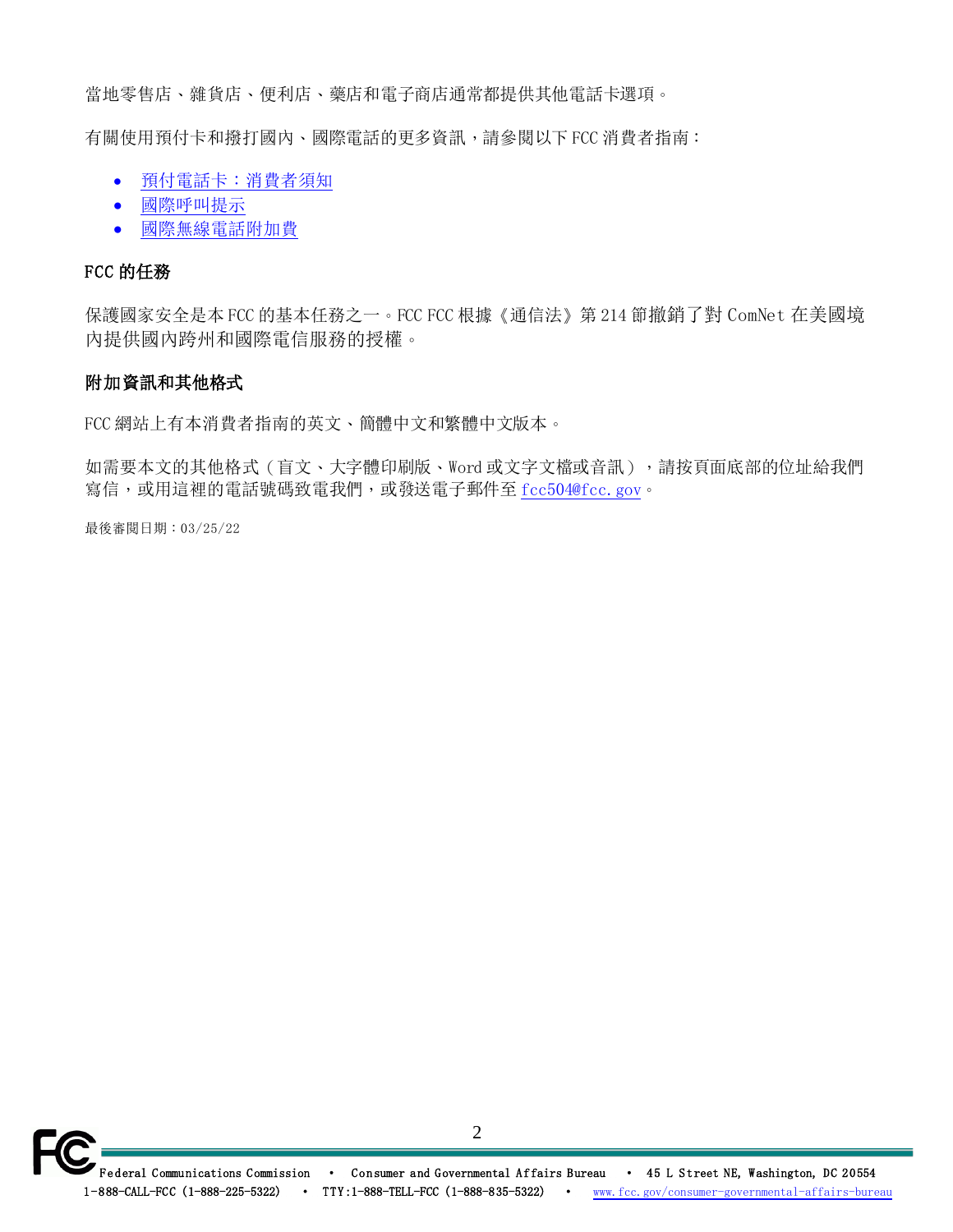當地零售店、雜貨店、便利店、藥店和電子商店通常都提供其他電話卡選項。

有關使用預付卡和撥打國內、國際電話的更多資訊，請參閱以下 FCC 消費者指南：

- 預付電話卡：消費者須知
- 國際呼叫提示
- 國際無線電話附加費

## FCC 的任務

保護國家安全是本 FCC 的基本任務之一。FCC FCC 根據《通信法》第 214 節撤銷了對 ComNet 在美國境內提供國內跨州和國際電信服務的授權。

## 附加資訊和其他格式

FCC 網站上有本消費者指南的英文、簡體中文和繁體中文版本。

如需要本文的其他格式（盲文、大字體印刷版、Word 或文字文檔或音訊），請按頁面底部的位址給我們寫信，或用這裡的電話號碼致電我們，或發送電子郵件至 fcc504@fcc.gov。

最後審閱日期：03/25/22

Federal Communications Commission • Consumer and Governmental Affairs Bureau • 45 L Street NE, Washington, DC 20554
1-888-CALL-FCC (1-888-225-5322) • TTY:1-888-TELL-FCC (1-888-835-5322) • www.fcc.gov/consumer-governmental-affairs-bureau